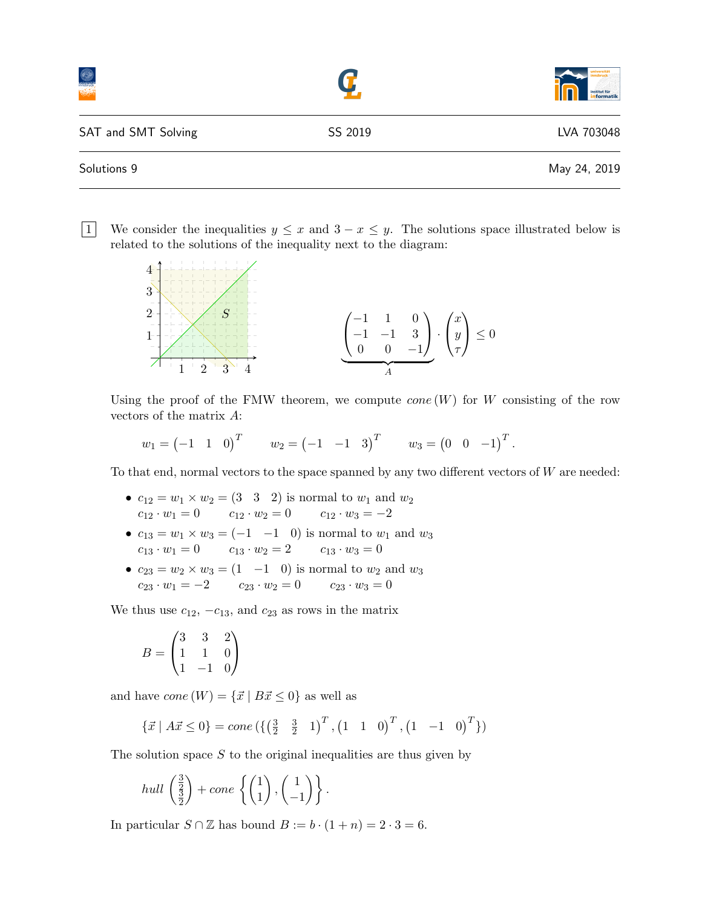SAT and SMT Solving SS 2019 LVA 703048

Solutions 9 May 24, 2019

**1** We consider the inequalities $y \leq x$ and $3 - x \leq y$. The solutions space illustrated below is related to the solutions of the inequality next to the diagram:

$$\underbrace{\begin{pmatrix} -1 & 1 & 0 \\ -1 & -1 & 3 \\ 0 & 0 & -1 \end{pmatrix}}_{A} \cdot \begin{pmatrix} x \\ y \\ \tau \end{pmatrix} \leq 0$$

Using the proof of the FMW theorem, we compute $cone(W)$ for $W$ consisting of the row vectors of the matrix $A$:

$$w_1 = \begin{pmatrix} -1 & 1 & 0 \end{pmatrix}^T \qquad w_2 = \begin{pmatrix} -1 & -1 & 3 \end{pmatrix}^T \qquad w_3 = \begin{pmatrix} 0 & 0 & -1 \end{pmatrix}^T.$$

To that end, normal vectors to the space spanned by any two different vectors of $W$ are needed:

- $c_{12} = w_1 \times w_2 = \begin{pmatrix} 3 & 3 & 2 \end{pmatrix}$ is normal to $w_1$ and $w_2$
  $c_{12} \cdot w_1 = 0 \qquad c_{12} \cdot w_2 = 0 \qquad c_{12} \cdot w_3 = -2$
- $c_{13} = w_1 \times w_3 = \begin{pmatrix} -1 & -1 & 0 \end{pmatrix}$ is normal to $w_1$ and $w_3$
  $c_{13} \cdot w_1 = 0 \qquad c_{13} \cdot w_2 = 2 \qquad c_{13} \cdot w_3 = 0$
- $c_{23} = w_2 \times w_3 = \begin{pmatrix} 1 & -1 & 0 \end{pmatrix}$ is normal to $w_2$ and $w_3$
  $c_{23} \cdot w_1 = -2 \qquad c_{23} \cdot w_2 = 0 \qquad c_{23} \cdot w_3 = 0$

We thus use $c_{12}$, $-c_{13}$, and $c_{23}$ as rows in the matrix

$$B = \begin{pmatrix} 3 & 3 & 2 \\ 1 & 1 & 0 \\ 1 & -1 & 0 \end{pmatrix}$$

and have $cone(W) = \{\vec{x} \mid B\vec{x} \leq 0\}$ as well as

$$\{\vec{x} \mid A\vec{x} \leq 0\} = cone(\{\begin{pmatrix} \frac{3}{2} & \frac{3}{2} & 1 \end{pmatrix}^T, \begin{pmatrix} 1 & 1 & 0 \end{pmatrix}^T, \begin{pmatrix} 1 & -1 & 0 \end{pmatrix}^T\})$$

The solution space $S$ to the original inequalities are thus given by

$$hull\begin{pmatrix} \frac{3}{2} \\ \frac{3}{2} \end{pmatrix} + cone\left\{\begin{pmatrix} 1 \\ 1 \end{pmatrix}, \begin{pmatrix} 1 \\ -1 \end{pmatrix}\right\}.$$

In particular $S \cap \mathbb{Z}$ has bound $B := b \cdot (1 + n) = 2 \cdot 3 = 6$.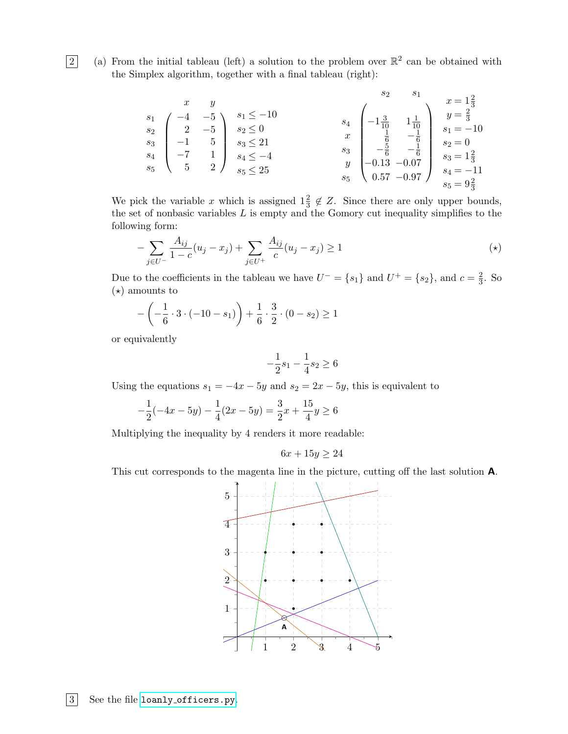**2** (a) From the initial tableau (left) a solution to the problem over $\mathbb{R}^2$ can be obtained with the Simplex algorithm, together with a final tableau (right):

$$
\begin{array}{c}
\\ s_1 \\ s_2 \\ s_3 \\ s_4 \\ s_5
\end{array}
\begin{array}{c}
\begin{array}{cc} x & y \end{array} \\
\begin{pmatrix} -4 & -5 \\ 2 & -5 \\ -1 & 5 \\ -7 & 1 \\ 5 & 2 \end{pmatrix}
\end{array}
\begin{array}{l}
\\ s_1 \le -10 \\ s_2 \le 0 \\ s_3 \le 21 \\ s_4 \le -4 \\ s_5 \le 25
\end{array}
\qquad\qquad
\begin{array}{c}
\\ s_4 \\ x \\ s_3 \\ y \\ s_5
\end{array}
\begin{array}{c}
\begin{array}{cc} s_2 & s_1 \end{array} \\
\begin{pmatrix} -1\frac{3}{10} & 1\frac{1}{10} \\ \frac{1}{6} & -\frac{1}{6} \\ -\frac{5}{6} & -\frac{1}{6} \\ -0.13 & -0.07 \\ 0.57 & -0.97 \end{pmatrix}
\end{array}
\begin{array}{l}
x = 1\frac{2}{3} \\ y = \frac{2}{3} \\ s_1 = -10 \\ s_2 = 0 \\ s_3 = 1\frac{2}{3} \\ s_4 = -11 \\ s_5 = 9\frac{2}{3}
\end{array}
$$

We pick the variable $x$ which is assigned $1\frac{2}{3} \notin Z$. Since there are only upper bounds, the set of nonbasic variables $L$ is empty and the Gomory cut inequality simplifies to the following form:

$$
-\sum_{j \in U^-} \frac{A_{ij}}{1-c}(u_j - x_j) + \sum_{j \in U^+} \frac{A_{ij}}{c}(u_j - x_j) \ge 1 \qquad (\star)
$$

Due to the coefficients in the tableau we have $U^- = \{s_1\}$ and $U^+ = \{s_2\}$, and $c = \frac{2}{3}$. So $(\star)$ amounts to

$$
-\left(-\frac{1}{6} \cdot 3 \cdot (-10 - s_1)\right) + \frac{1}{6} \cdot \frac{3}{2} \cdot (0 - s_2) \ge 1
$$

or equivalently

$$
-\frac{1}{2}s_1 - \frac{1}{4}s_2 \ge 6
$$

Using the equations $s_1 = -4x - 5y$ and $s_2 = 2x - 5y$, this is equivalent to

$$
-\frac{1}{2}(-4x - 5y) - \frac{1}{4}(2x - 5y) = \frac{3}{2}x + \frac{15}{4}y \ge 6
$$

Multiplying the inequality by 4 renders it more readable:

$$
6x + 15y \ge 24
$$

This cut corresponds to the magenta line in the picture, cutting off the last solution **A**.

5
4
3
2
1
A
1 2 3 4 5

**3** See the file `loanly_officers.py`.